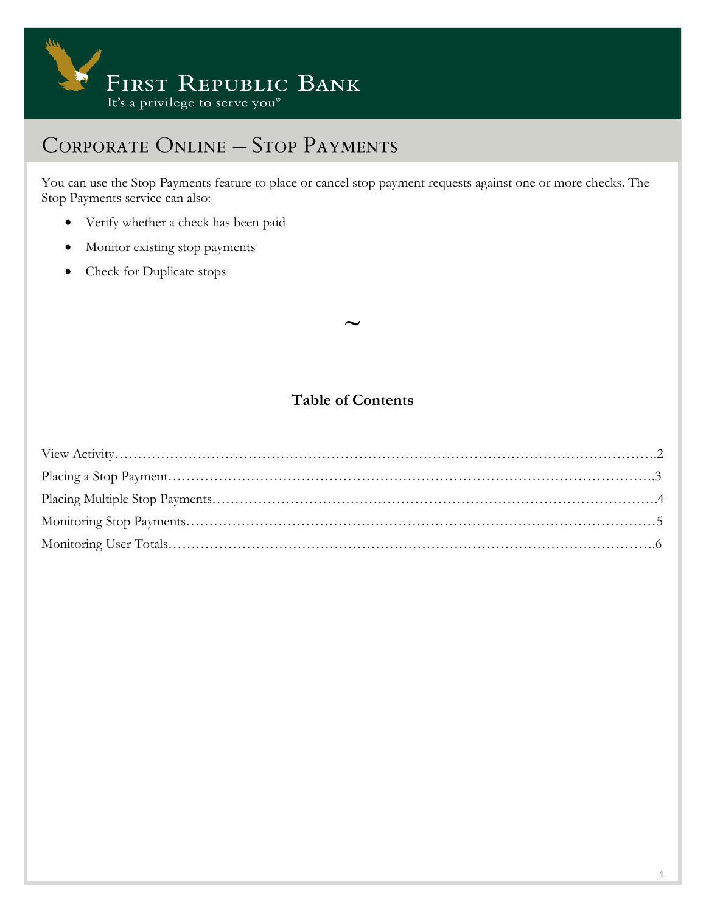First Republic Bank

It's a privilege to serve you®

# Corporate Online – Stop Payments

You can use the Stop Payments feature to place or cancel stop payment requests against one or more checks. The Stop Payments service can also:

- Verify whether a check has been paid
- Monitor existing stop payments
- Check for Duplicate stops

~

## Table of Contents

View Activity……………………………………………………………………………………………….2

Placing a Stop Payment…………………………………………………………………………………..3

Placing Multiple Stop Payments…………………………………………………………………………4

Monitoring Stop Payments………………………………………………………………………………5

Monitoring User Totals…………………………………………………………………………………..6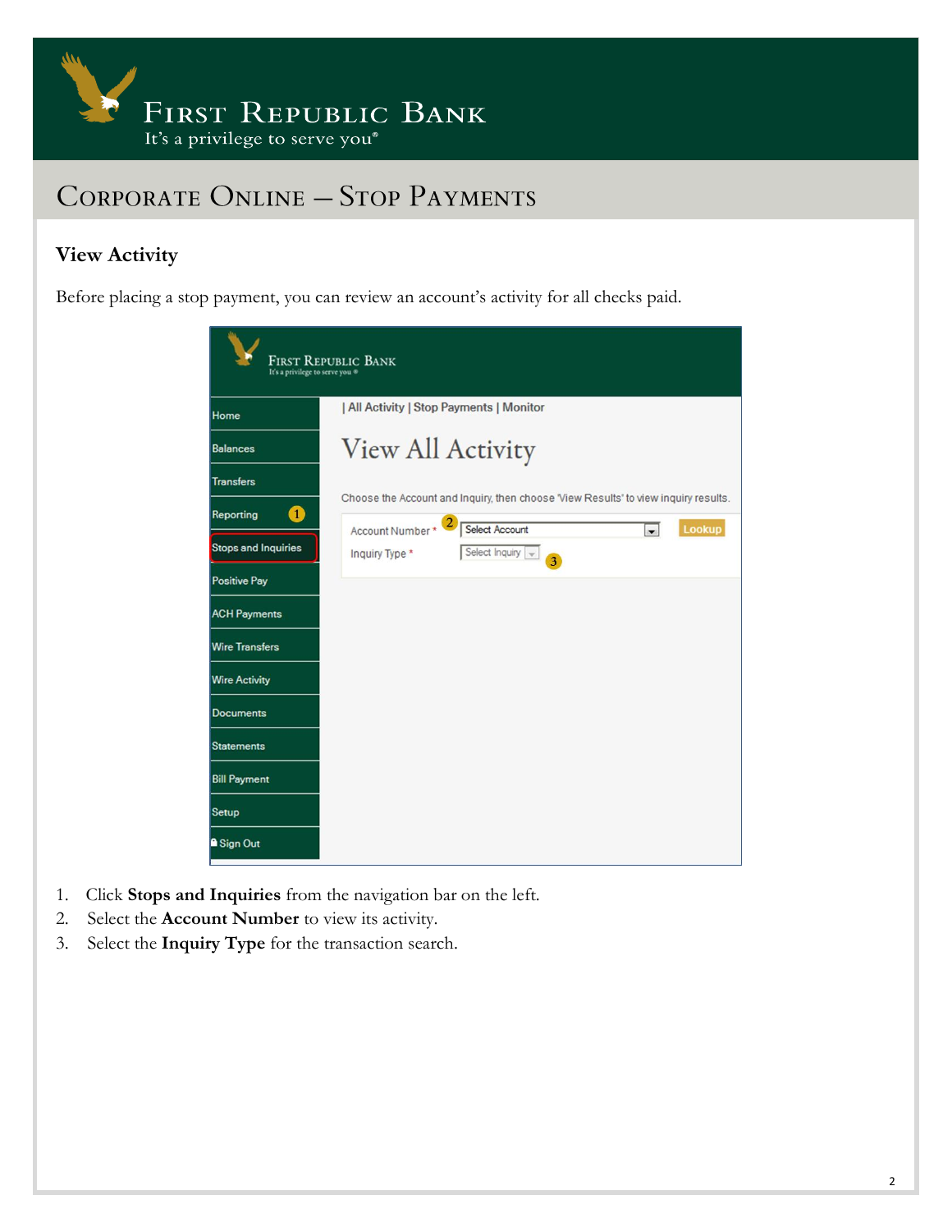## View Activity

Before placing a stop payment, you can review an account's activity for all checks paid.

1. Click **Stops and Inquiries** from the navigation bar on the left.
2. Select the **Account Number** to view its activity.
3. Select the **Inquiry Type** for the transaction search.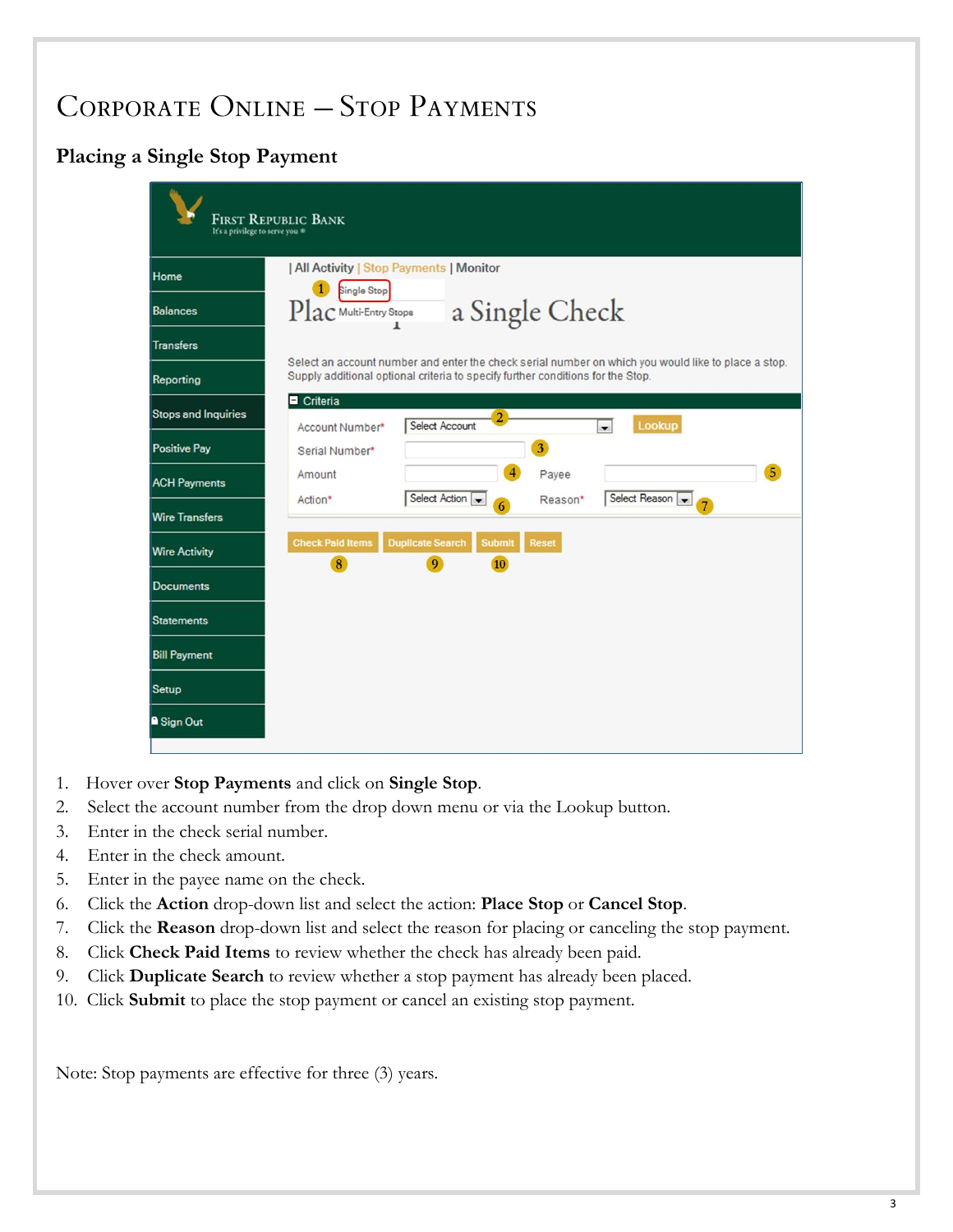# Corporate Online – Stop Payments

## Placing a Single Stop Payment

1. Hover over **Stop Payments** and click on **Single Stop**.
2. Select the account number from the drop down menu or via the Lookup button.
3. Enter in the check serial number.
4. Enter in the check amount.
5. Enter in the payee name on the check.
6. Click the **Action** drop-down list and select the action: **Place Stop** or **Cancel Stop**.
7. Click the **Reason** drop-down list and select the reason for placing or canceling the stop payment.
8. Click **Check Paid Items** to review whether the check has already been paid.
9. Click **Duplicate Search** to review whether a stop payment has already been placed.
10. Click **Submit** to place the stop payment or cancel an existing stop payment.

Note: Stop payments are effective for three (3) years.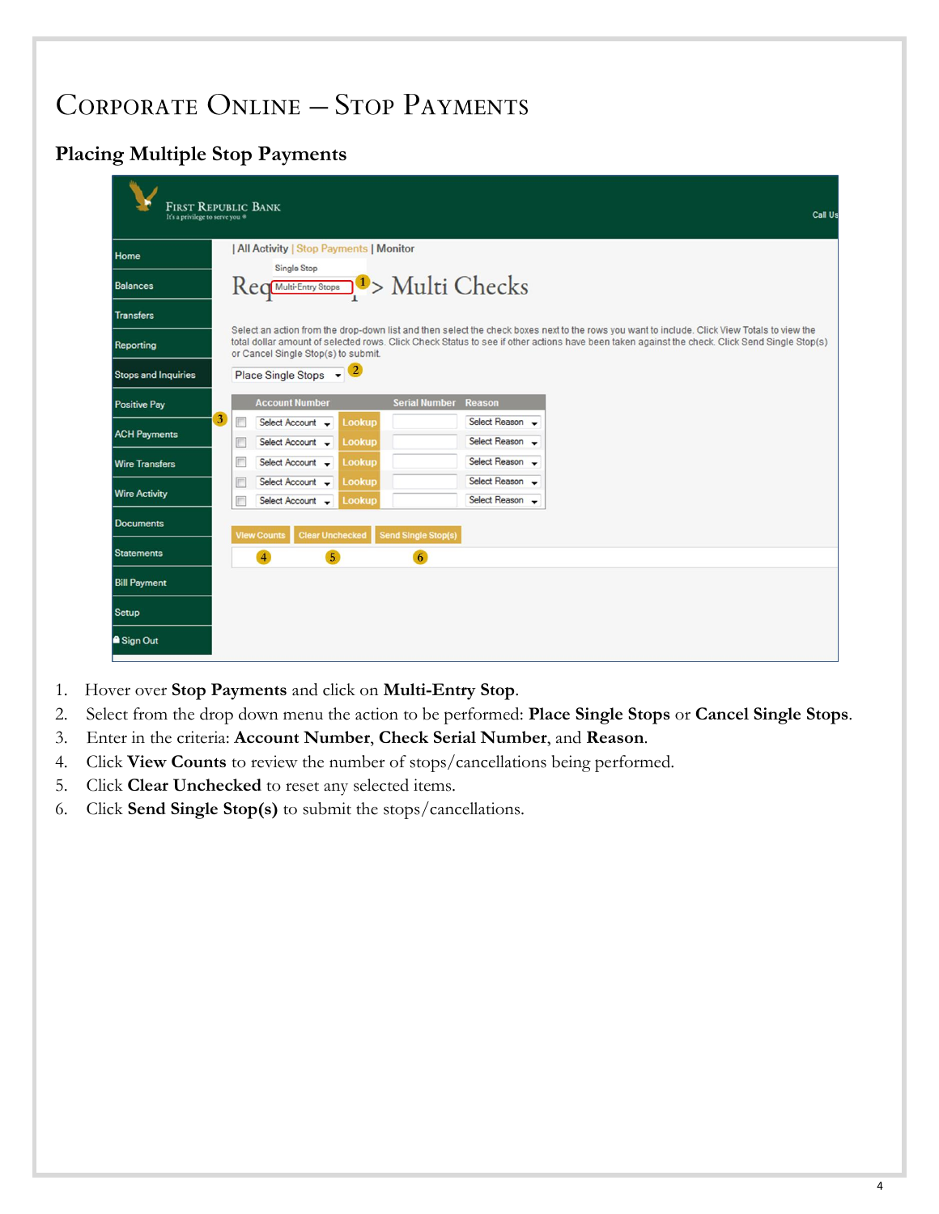# Corporate Online – Stop Payments

## Placing Multiple Stop Payments

1. Hover over **Stop Payments** and click on **Multi-Entry Stop**.
2. Select from the drop down menu the action to be performed: **Place Single Stops** or **Cancel Single Stops**.
3. Enter in the criteria: **Account Number**, **Check Serial Number**, and **Reason**.
4. Click **View Counts** to review the number of stops/cancellations being performed.
5. Click **Clear Unchecked** to reset any selected items.
6. Click **Send Single Stop(s)** to submit the stops/cancellations.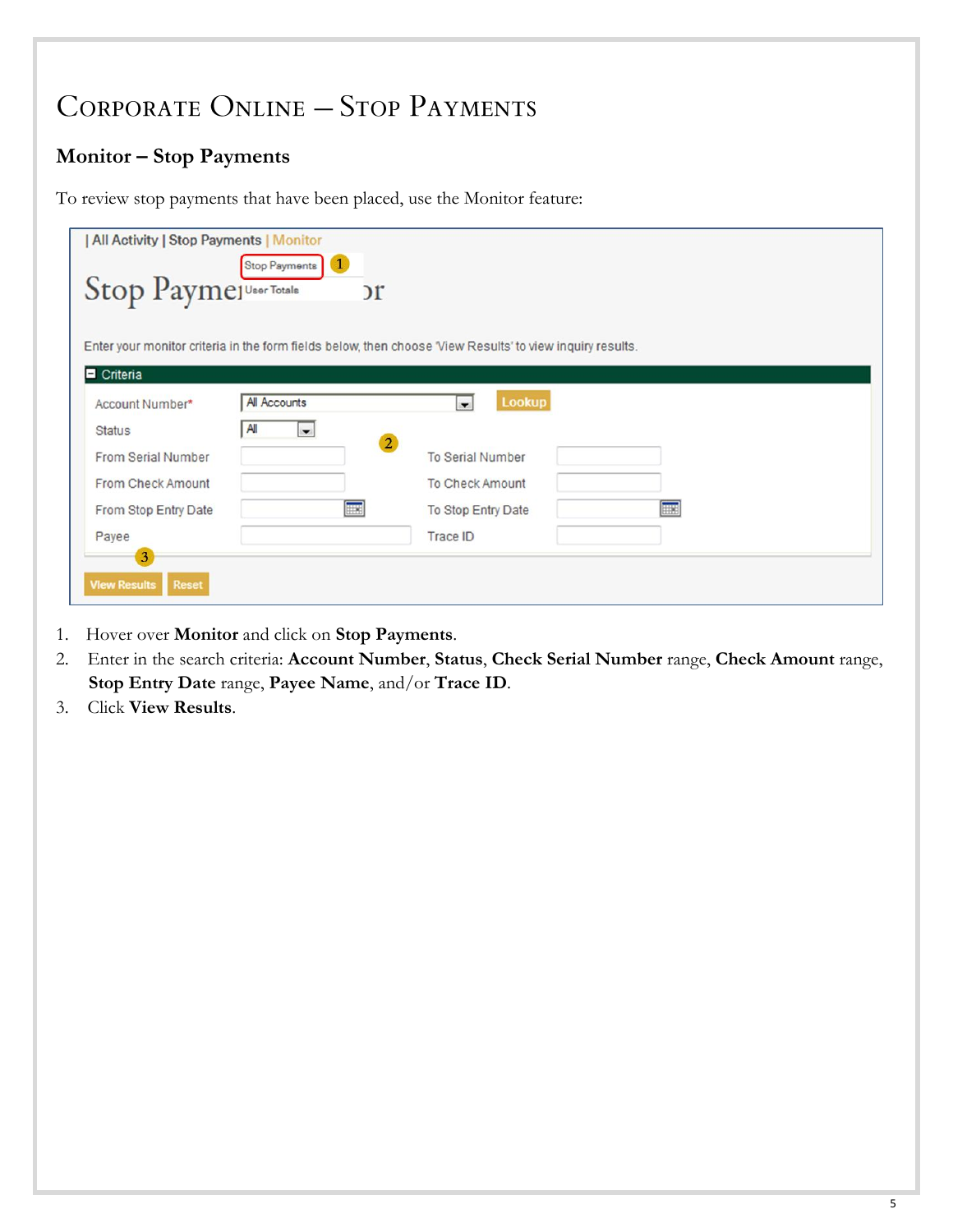# Corporate Online – Stop Payments

## Monitor – Stop Payments

To review stop payments that have been placed, use the Monitor feature:

1. Hover over **Monitor** and click on **Stop Payments**.
2. Enter in the search criteria: **Account Number**, **Status**, **Check Serial Number** range, **Check Amount** range, **Stop Entry Date** range, **Payee Name**, and/or **Trace ID**.
3. Click **View Results**.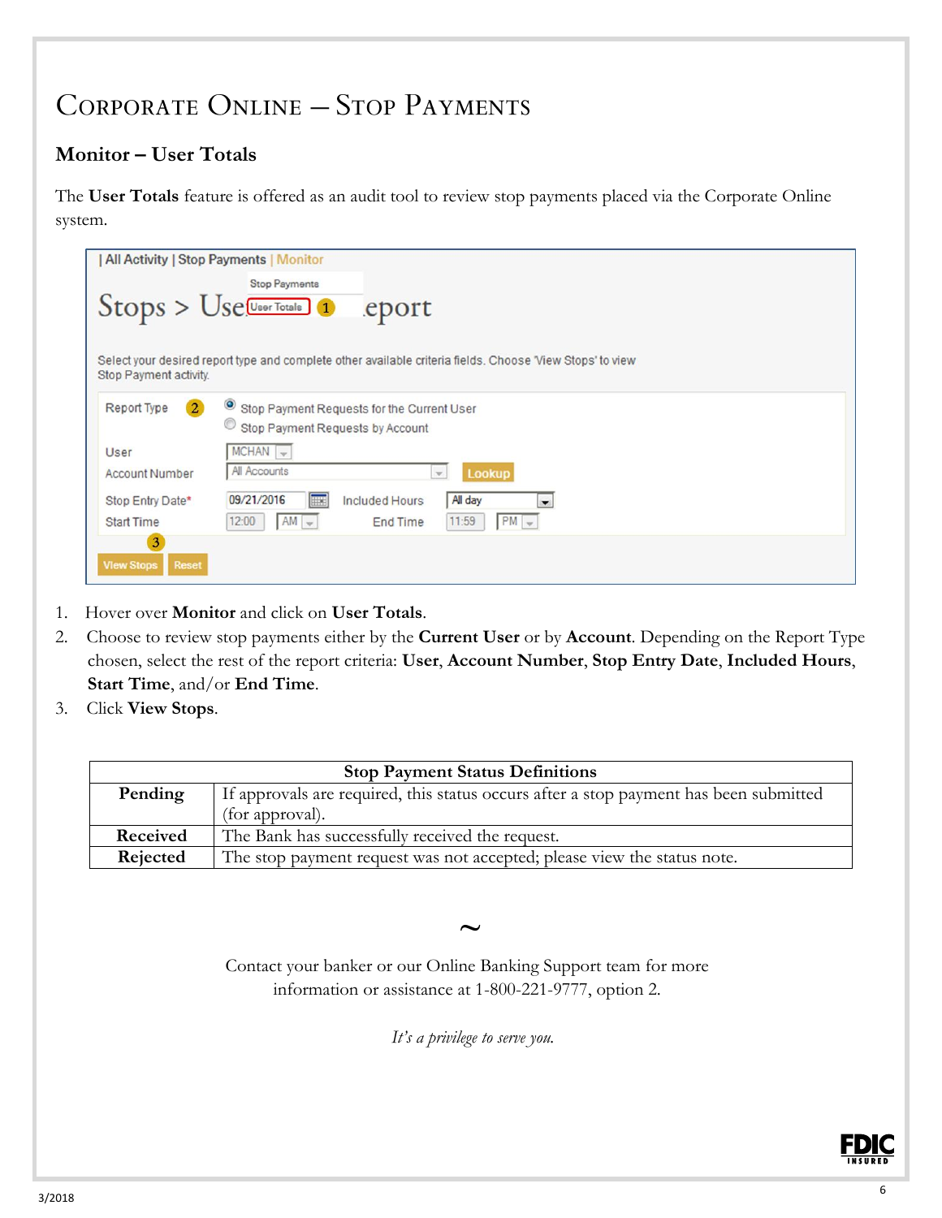# Corporate Online – Stop Payments

## Monitor – User Totals

The **User Totals** feature is offered as an audit tool to review stop payments placed via the Corporate Online system.

1. Hover over **Monitor** and click on **User Totals**.
2. Choose to review stop payments either by the **Current User** or by **Account**. Depending on the Report Type chosen, select the rest of the report criteria: **User**, **Account Number**, **Stop Entry Date**, **Included Hours**, **Start Time**, and/or **End Time**.
3. Click **View Stops**.

| Stop Payment Status Definitions | |
|---|---|
| **Pending** | If approvals are required, this status occurs after a stop payment has been submitted (for approval). |
| **Received** | The Bank has successfully received the request. |
| **Rejected** | The stop payment request was not accepted; please view the status note. |

~

Contact your banker or our Online Banking Support team for more information or assistance at 1-800-221-9777, option 2.

*It's a privilege to serve you.*

3/2018